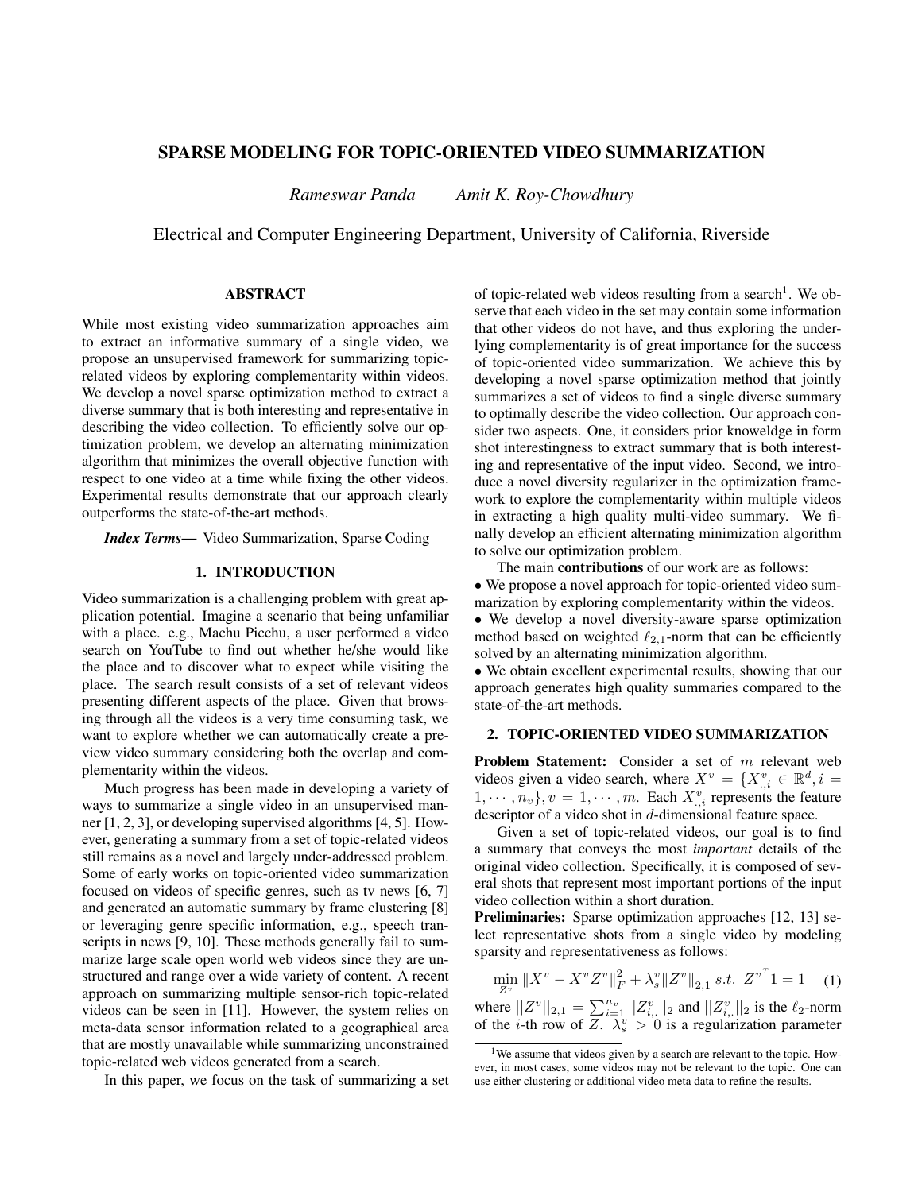# SPARSE MODELING FOR TOPIC-ORIENTED VIDEO SUMMARIZATION

*Rameswar Panda* *Amit K. Roy-Chowdhury*

Electrical and Computer Engineering Department, University of California, Riverside

## ABSTRACT

While most existing video summarization approaches aim to extract an informative summary of a single video, we propose an unsupervised framework for summarizing topic-related videos by exploring complementarity within videos. We develop a novel sparse optimization method to extract a diverse summary that is both interesting and representative in describing the video collection. To efficiently solve our optimization problem, we develop an alternating minimization algorithm that minimizes the overall objective function with respect to one video at a time while fixing the other videos. Experimental results demonstrate that our approach clearly outperforms the state-of-the-art methods.

***Index Terms*—** Video Summarization, Sparse Coding

## 1. INTRODUCTION

Video summarization is a challenging problem with great application potential. Imagine a scenario that being unfamiliar with a place. e.g., Machu Picchu, a user performed a video search on YouTube to find out whether he/she would like the place and to discover what to expect while visiting the place. The search result consists of a set of relevant videos presenting different aspects of the place. Given that browsing through all the videos is a very time consuming task, we want to explore whether we can automatically create a preview video summary considering both the overlap and complementarity within the videos.

Much progress has been made in developing a variety of ways to summarize a single video in an unsupervised manner [1, 2, 3], or developing supervised algorithms [4, 5]. However, generating a summary from a set of topic-related videos still remains as a novel and largely under-addressed problem. Some of early works on topic-oriented video summarization focused on videos of specific genres, such as tv news [6, 7] and generated an automatic summary by frame clustering [8] or leveraging genre specific information, e.g., speech transcripts in news [9, 10]. These methods generally fail to summarize large scale open world web videos since they are unstructured and range over a wide variety of content. A recent approach on summarizing multiple sensor-rich topic-related videos can be seen in [11]. However, the system relies on meta-data sensor information related to a geographical area that are mostly unavailable while summarizing unconstrained topic-related web videos generated from a search.

In this paper, we focus on the task of summarizing a set of topic-related web videos resulting from a search[1]. We observe that each video in the set may contain some information that other videos do not have, and thus exploring the underlying complementarity is of great importance for the success of topic-oriented video summarization. We achieve this by developing a novel sparse optimization method that jointly summarizes a set of videos to find a single diverse summary to optimally describe the video collection. Our approach consider two aspects. One, it considers prior knoweldge in form shot interestingness to extract summary that is both interesting and representative of the input video. Second, we introduce a novel diversity regularizer in the optimization framework to explore the complementarity within multiple videos in extracting a high quality multi-video summary. We finally develop an efficient alternating minimization algorithm to solve our optimization problem.

The main **contributions** of our work are as follows:

- We propose a novel approach for topic-oriented video summarization by exploring complementarity within the videos.
- We develop a novel diversity-aware sparse optimization method based on weighted $\ell_{2,1}$-norm that can be efficiently solved by an alternating minimization algorithm.
- We obtain excellent experimental results, showing that our approach generates high quality summaries compared to the state-of-the-art methods.

## 2. TOPIC-ORIENTED VIDEO SUMMARIZATION

**Problem Statement:** Consider a set of $m$ relevant web videos given a video search, where $X^v = \{X^v_{.,i} \in \mathbb{R}^d, i = 1, \cdots, n_v\}, v = 1, \cdots, m$. Each $X^v_{.,i}$ represents the feature descriptor of a video shot in $d$-dimensional feature space.

Given a set of topic-related videos, our goal is to find a summary that conveys the most *important* details of the original video collection. Specifically, it is composed of several shots that represent most important portions of the input video collection within a short duration.

**Preliminaries:** Sparse optimization approaches [12, 13] select representative shots from a single video by modeling sparsity and representativeness as follows:

$$\min_{Z^v} \|X^v - X^v Z^v\|_F^2 + \lambda_s^v \|Z^v\|_{2,1} \; s.t. \; {Z^v}^T 1 = 1 \quad (1)$$

where $||Z^v||_{2,1} = \sum_{i=1}^{n_v} ||Z^v_{i,.}||_2$ and $||Z^v_{i,.}||_2$ is the $\ell_2$-norm of the $i$-th row of $Z$. $\lambda_s^v > 0$ is a regularization parameter

[1] We assume that videos given by a search are relevant to the topic. However, in most cases, some videos may not be relevant to the topic. One can use either clustering or additional video meta data to refine the results.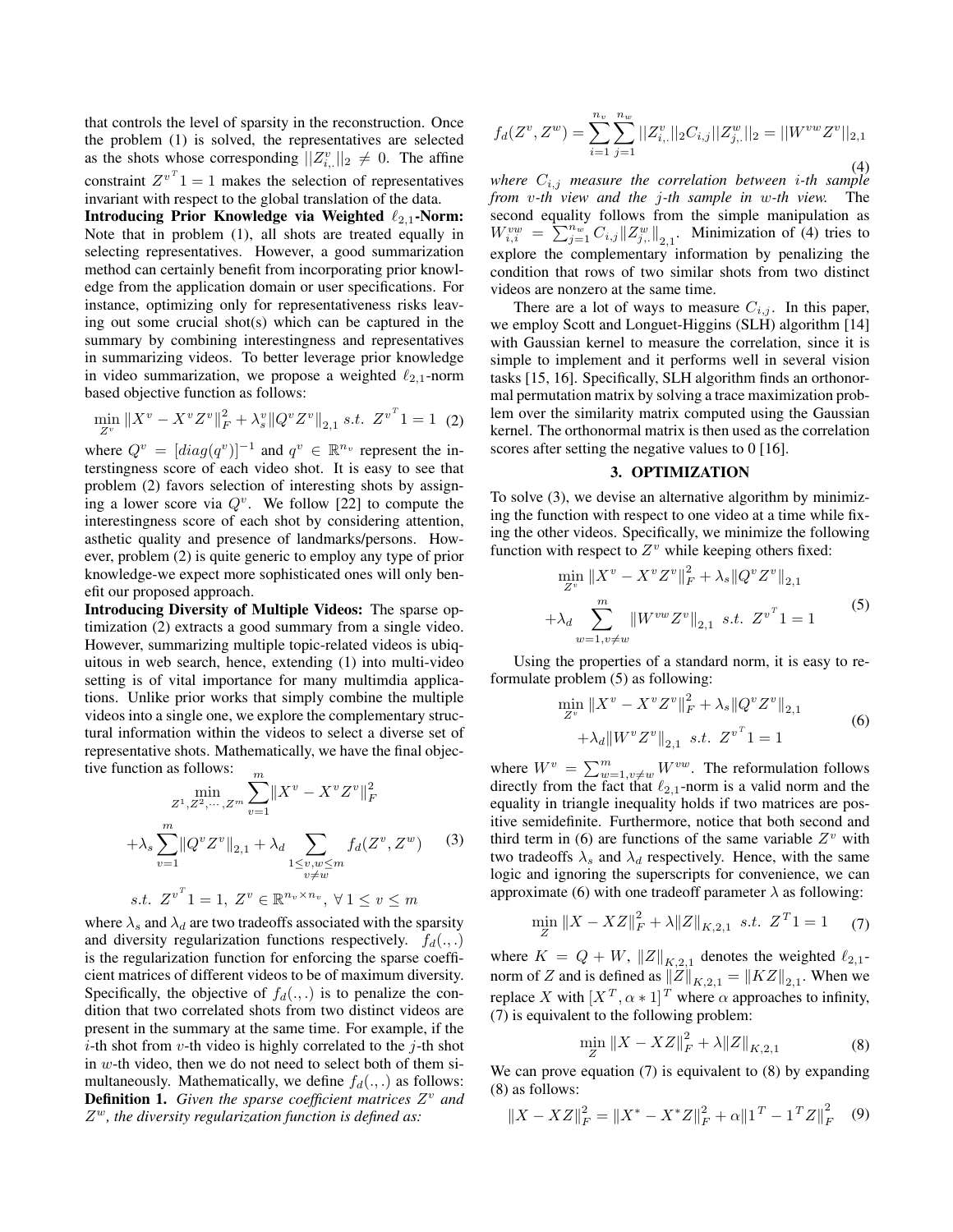that controls the level of sparsity in the reconstruction. Once the problem (1) is solved, the representatives are selected as the shots whose corresponding $||Z^v_{i,.}||_2 \neq 0$. The affine constraint ${Z^v}^T 1 = 1$ makes the selection of representatives invariant with respect to the global translation of the data.

**Introducing Prior Knowledge via Weighted $\ell_{2,1}$-Norm:** Note that in problem (1), all shots are treated equally in selecting representatives. However, a good summarization method can certainly benefit from incorporating prior knowledge from the application domain or user specifications. For instance, optimizing only for representativeness risks leaving out some crucial shot(s) which can be captured in the summary by combining interestingness and representatives in summarizing videos. To better leverage prior knowledge in video summarization, we propose a weighted $\ell_{2,1}$-norm based objective function as follows:

$$\min_{Z^v} \|X^v - X^v Z^v\|_F^2 + \lambda_s^v \|Q^v Z^v\|_{2,1} \ s.t. \ {Z^v}^T 1 = 1 \quad (2)$$

where $Q^v = [diag(q^v)]^{-1}$ and $q^v \in \mathbb{R}^{n_v}$ represent the interstingness score of each video shot. It is easy to see that problem (2) favors selection of interesting shots by assigning a lower score via $Q^v$. We follow [22] to compute the interestingness score of each shot by considering attention, asthetic quality and presence of landmarks/persons. However, problem (2) is quite generic to employ any type of prior knowledge-we expect more sophisticated ones will only benefit our proposed approach.

**Introducing Diversity of Multiple Videos:** The sparse optimization (2) extracts a good summary from a single video. However, summarizing multiple topic-related videos is ubiquitous in web search, hence, extending (1) into multi-video setting is of vital importance for many multimdia applications. Unlike prior works that simply combine the multiple videos into a single one, we explore the complementary structural information within the videos to select a diverse set of representative shots. Mathematically, we have the final objective function as follows:

$$\begin{aligned} &\min_{Z^1, Z^2, \cdots, Z^m} \sum_{v=1}^{m} \|X^v - X^v Z^v\|_F^2 \\ &+ \lambda_s \sum_{v=1}^{m} \|Q^v Z^v\|_{2,1} + \lambda_d \sum_{\substack{1 \leq v,w \leq m \\ v \neq w}} f_d(Z^v, Z^w) \\ &s.t. \ {Z^v}^T 1 = 1, \ Z^v \in \mathbb{R}^{n_v \times n_v}, \ \forall \, 1 \leq v \leq m \end{aligned} \quad (3)$$

where $\lambda_s$ and $\lambda_d$ are two tradeoffs associated with the sparsity and diversity regularization functions respectively. $f_d(.,.)$ is the regularization function for enforcing the sparse coefficient matrices of different videos to be of maximum diversity. Specifically, the objective of $f_d(.,.)$ is to penalize the condition that two correlated shots from two distinct videos are present in the summary at the same time. For example, if the $i$-th shot from $v$-th video is highly correlated to the $j$-th shot in $w$-th video, then we do not need to select both of them simultaneously. Mathematically, we define $f_d(.,.)$ as follows:

**Definition 1.** *Given the sparse coefficient matrices $Z^v$ and $Z^w$, the diversity regularization function is defined as:*

$$f_d(Z^v, Z^w) = \sum_{i=1}^{n_v} \sum_{j=1}^{n_w} ||Z^v_{i,.}||_2 C_{i,j} ||Z^w_{j,.}||_2 = ||W^{vw} Z^v||_{2,1} \quad (4)$$

*where $C_{i,j}$ measure the correlation between $i$-th sample from $v$-th view and the $j$-th sample in $w$-th view.* The second equality follows from the simple manipulation as $W^{vw}_{i,i} = \sum_{j=1}^{n_w} C_{i,j} \|Z^w_{j,.}\|_{2,1}$. Minimization of (4) tries to explore the complementary information by penalizing the condition that rows of two similar shots from two distinct videos are nonzero at the same time.

There are a lot of ways to measure $C_{i,j}$. In this paper, we employ Scott and Longuet-Higgins (SLH) algorithm [14] with Gaussian kernel to measure the correlation, since it is simple to implement and it performs well in several vision tasks [15, 16]. Specifically, SLH algorithm finds an orthonormal permutation matrix by solving a trace maximization problem over the similarity matrix computed using the Gaussian kernel. The orthonormal matrix is then used as the correlation scores after setting the negative values to 0 [16].

## 3. OPTIMIZATION

To solve (3), we devise an alternative algorithm by minimizing the function with respect to one video at a time while fixing the other videos. Specifically, we minimize the following function with respect to $Z^v$ while keeping others fixed:

$$\begin{aligned} &\min_{Z^v} \|X^v - X^v Z^v\|_F^2 + \lambda_s \|Q^v Z^v\|_{2,1} \\ &+ \lambda_d \sum_{w=1, v \neq w}^{m} \|W^{vw} Z^v\|_{2,1} \ s.t. \ {Z^v}^T 1 = 1 \end{aligned} \quad (5)$$

Using the properties of a standard norm, it is easy to reformulate problem (5) as following:

$$\begin{aligned} &\min_{Z^v} \|X^v - X^v Z^v\|_F^2 + \lambda_s \|Q^v Z^v\|_{2,1} \\ &+ \lambda_d \|W^v Z^v\|_{2,1} \ s.t. \ {Z^v}^T 1 = 1 \end{aligned} \quad (6)$$

where $W^v = \sum_{w=1, v \neq w}^{m} W^{vw}$. The reformulation follows directly from the fact that $\ell_{2,1}$-norm is a valid norm and the equality in triangle inequality holds if two matrices are positive semidefinite. Furthermore, notice that both second and third term in (6) are functions of the same variable $Z^v$ with two tradeoffs $\lambda_s$ and $\lambda_d$ respectively. Hence, with the same logic and ignoring the superscripts for convenience, we can approximate (6) with one tradeoff parameter $\lambda$ as following:

$$\min_{Z} \|X - XZ\|_F^2 + \lambda \|Z\|_{K,2,1} \ s.t. \ Z^T 1 = 1 \quad (7)$$

where $K = Q + W$, $\|Z\|_{K,2,1}$ denotes the weighted $\ell_{2,1}$-norm of $Z$ and is defined as $\|Z\|_{K,2,1} = \|KZ\|_{2,1}$. When we replace $X$ with $[X^T, \alpha * 1]^T$ where $\alpha$ approaches to infinity, (7) is equivalent to the following problem:

$$\min_{Z} \|X - XZ\|_F^2 + \lambda \|Z\|_{K,2,1} \quad (8)$$

We can prove equation (7) is equivalent to (8) by expanding (8) as follows:

$$\|X - XZ\|_F^2 = \|X^* - X^* Z\|_F^2 + \alpha \|1^T - 1^T Z\|_F^2 \quad (9)$$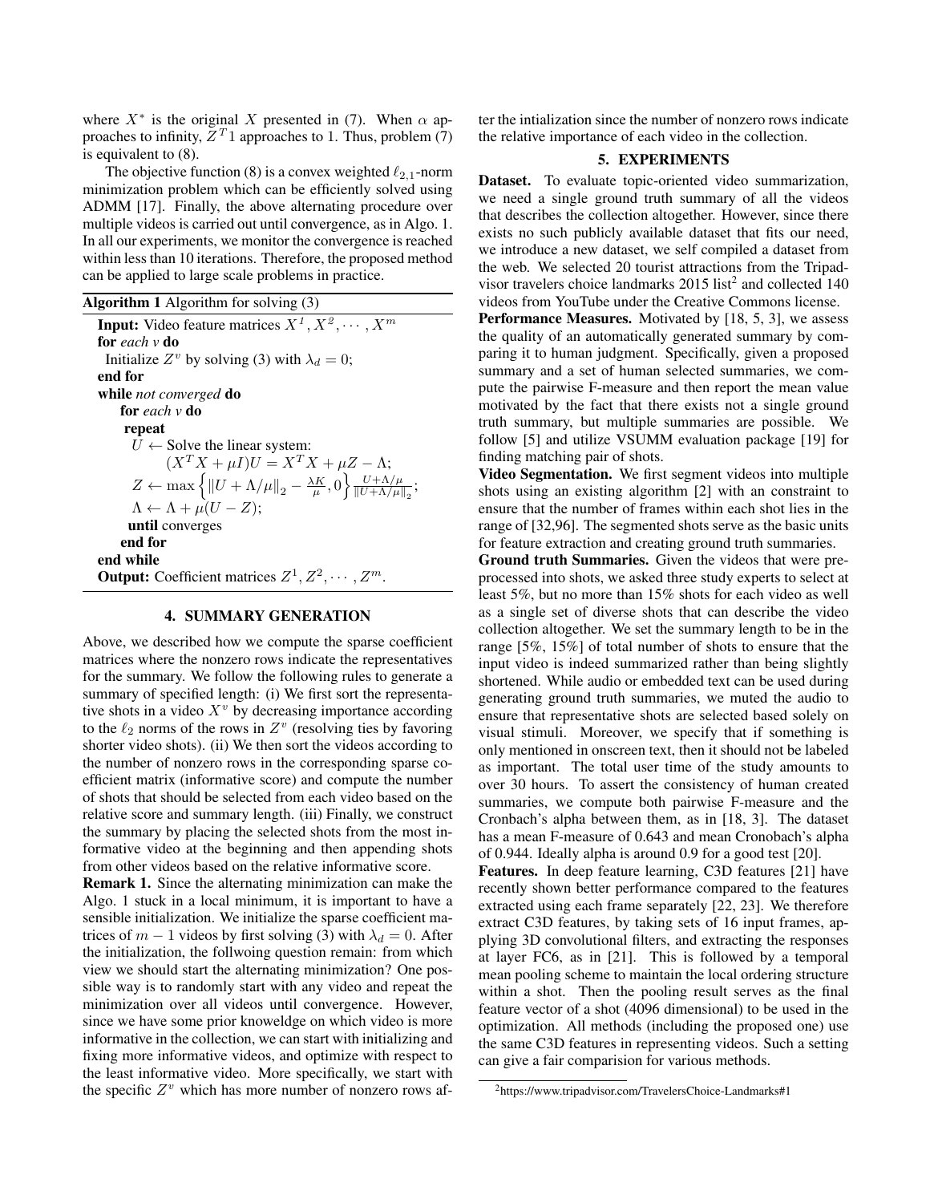where $X^*$ is the original $X$ presented in (7). When $\alpha$ approaches to infinity, $Z^T 1$ approaches to 1. Thus, problem (7) is equivalent to (8).

The objective function (8) is a convex weighted $\ell_{2,1}$-norm minimization problem which can be efficiently solved using ADMM [17]. Finally, the above alternating procedure over multiple videos is carried out until convergence, as in Algo. 1. In all our experiments, we monitor the convergence is reached within less than 10 iterations. Therefore, the proposed method can be applied to large scale problems in practice.

**Algorithm 1** Algorithm for solving (3)

**Input:** Video feature matrices $X^1, X^2, \cdots, X^m$
**for** *each v* **do**
  Initialize $Z^v$ by solving (3) with $\lambda_d = 0$;
**end for**
**while** *not converged* **do**
  **for** *each v* **do**
   **repeat**
    $U \leftarrow$ Solve the linear system:
     $(X^T X + \mu I)U = X^T X + \mu Z - \Lambda$;
    $Z \leftarrow \max\left\{\|U + \Lambda/\mu\|_2 - \frac{\lambda K}{\mu}, 0\right\} \frac{U+\Lambda/\mu}{\|U+\Lambda/\mu\|_2}$;
    $\Lambda \leftarrow \Lambda + \mu(U - Z)$;
   **until** converges
  **end for**
**end while**
**Output:** Coefficient matrices $Z^1, Z^2, \cdots, Z^m$.

## 4. SUMMARY GENERATION

Above, we described how we compute the sparse coefficient matrices where the nonzero rows indicate the representatives for the summary. We follow the following rules to generate a summary of specified length: (i) We first sort the representative shots in a video $X^v$ by decreasing importance according to the $\ell_2$ norms of the rows in $Z^v$ (resolving ties by favoring shorter video shots). (ii) We then sort the videos according to the number of nonzero rows in the corresponding sparse coefficient matrix (informative score) and compute the number of shots that should be selected from each video based on the relative score and summary length. (iii) Finally, we construct the summary by placing the selected shots from the most informative video at the beginning and then appending shots from other videos based on the relative informative score.

**Remark 1.** Since the alternating minimization can make the Algo. 1 stuck in a local minimum, it is important to have a sensible initialization. We initialize the sparse coefficient matrices of $m-1$ videos by first solving (3) with $\lambda_d = 0$. After the initialization, the follwoing question remain: from which view we should start the alternating minimization? One possible way is to randomly start with any video and repeat the minimization over all videos until convergence. However, since we have some prior knoweldge on which video is more informative in the collection, we can start with initializing and fixing more informative videos, and optimize with respect to the least informative video. More specifically, we start with the specific $Z^v$ which has more number of nonzero rows after the intialization since the number of nonzero rows indicate the relative importance of each video in the collection.

## 5. EXPERIMENTS

**Dataset.** To evaluate topic-oriented video summarization, we need a single ground truth summary of all the videos that describes the collection altogether. However, since there exists no such publicly available dataset that fits our need, we introduce a new dataset, we self compiled a dataset from the web. We selected 20 tourist attractions from the Tripadvisor travelers choice landmarks 2015 list[2] and collected 140 videos from YouTube under the Creative Commons license.

**Performance Measures.** Motivated by [18, 5, 3], we assess the quality of an automatically generated summary by comparing it to human judgment. Specifically, given a proposed summary and a set of human selected summaries, we compute the pairwise F-measure and then report the mean value motivated by the fact that there exists not a single ground truth summary, but multiple summaries are possible. We follow [5] and utilize VSUMM evaluation package [19] for finding matching pair of shots.

**Video Segmentation.** We first segment videos into multiple shots using an existing algorithm [2] with an constraint to ensure that the number of frames within each shot lies in the range of [32,96]. The segmented shots serve as the basic units for feature extraction and creating ground truth summaries.

**Ground truth Summaries.** Given the videos that were preprocessed into shots, we asked three study experts to select at least 5%, but no more than 15% shots for each video as well as a single set of diverse shots that can describe the video collection altogether. We set the summary length to be in the range [5%, 15%] of total number of shots to ensure that the input video is indeed summarized rather than being slightly shortened. While audio or embedded text can be used during generating ground truth summaries, we muted the audio to ensure that representative shots are selected based solely on visual stimuli. Moreover, we specify that if something is only mentioned in onscreen text, then it should not be labeled as important. The total user time of the study amounts to over 30 hours. To assert the consistency of human created summaries, we compute both pairwise F-measure and the Cronbach's alpha between them, as in [18, 3]. The dataset has a mean F-measure of 0.643 and mean Cronobach's alpha of 0.944. Ideally alpha is around 0.9 for a good test [20].

**Features.** In deep feature learning, C3D features [21] have recently shown better performance compared to the features extracted using each frame separately [22, 23]. We therefore extract C3D features, by taking sets of 16 input frames, applying 3D convolutional filters, and extracting the responses at layer FC6, as in [21]. This is followed by a temporal mean pooling scheme to maintain the local ordering structure within a shot. Then the pooling result serves as the final feature vector of a shot (4096 dimensional) to be used in the optimization. All methods (including the proposed one) use the same C3D features in representing videos. Such a setting can give a fair comparision for various methods.

[2]https://www.tripadvisor.com/TravelersChoice-Landmarks#1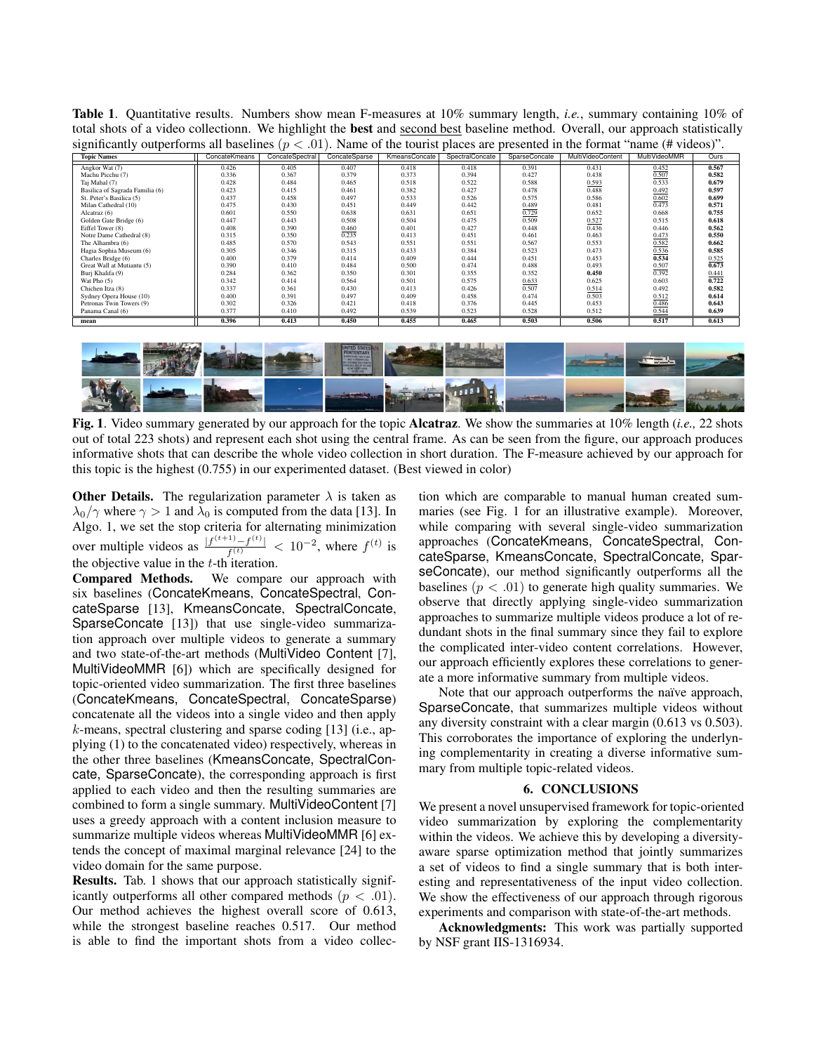**Table 1**. Quantitative results. Numbers show mean F-measures at 10% summary length, *i.e.*, summary containing 10% of total shots of a video collectionn. We highlight the **best** and <u>second best</u> baseline method. Overall, our approach statistically significantly outperforms all baselines ($p < .01$). Name of the tourist places are presented in the format "name (# videos)".

| Topic Names | ConcateKmeans | ConcateSpectral | ConcateSparse | KmeansConcate | SpectralConcate | SparseConcate | MultiVideoContent | MultiVideoMMR | Ours |
|---|---|---|---|---|---|---|---|---|---|
| Angkor Wat (7) | 0.426 | 0.405 | 0.407 | 0.418 | 0.418 | 0.391 | 0.431 | <u>0.452</u> | **0.567** |
| Machu Picchu (7) | 0.336 | 0.367 | 0.379 | 0.373 | 0.394 | 0.427 | 0.438 | <u>0.507</u> | **0.582** |
| Taj Mahal (7) | 0.428 | 0.484 | 0.465 | 0.518 | 0.522 | 0.588 | <u>0.593</u> | 0.533 | **0.679** |
| Basilica of Sagrada Familia (6) | 0.423 | 0.415 | 0.461 | 0.382 | 0.427 | 0.478 | 0.488 | <u>0.492</u> | **0.597** |
| St. Peter's Basilica (5) | 0.437 | 0.458 | 0.497 | 0.533 | 0.526 | 0.575 | 0.586 | <u>0.602</u> | **0.699** |
| Milan Cathedral (10) | 0.475 | 0.430 | 0.451 | 0.449 | 0.442 | <u>0.489</u> | 0.481 | 0.473 | **0.571** |
| Alcatraz (6) | 0.601 | 0.550 | 0.638 | 0.631 | 0.651 | <u>0.729</u> | 0.652 | 0.668 | **0.755** |
| Golden Gate Bridge (6) | 0.447 | 0.443 | 0.508 | 0.504 | 0.475 | 0.509 | <u>0.527</u> | 0.515 | **0.618** |
| Eiffel Tower (8) | 0.408 | 0.390 | <u>0.460</u> | 0.401 | 0.427 | 0.448 | 0.436 | 0.446 | **0.562** |
| Notre Dame Cathedral (8) | 0.315 | 0.350 | 0.235 | 0.413 | 0.451 | 0.461 | 0.463 | <u>0.473</u> | **0.550** |
| The Alhambra (6) | 0.485 | 0.570 | 0.543 | 0.551 | 0.551 | 0.567 | 0.553 | <u>0.582</u> | **0.662** |
| Hagia Sophia Museum (6) | 0.305 | 0.346 | 0.315 | 0.433 | 0.384 | 0.523 | 0.473 | <u>0.536</u> | **0.585** |
| Charles Bridge (6) | 0.400 | 0.379 | 0.414 | 0.409 | 0.444 | 0.451 | 0.453 | **0.534** | <u>0.525</u> |
| Great Wall at Mutiantu (5) | 0.390 | 0.410 | 0.484 | 0.500 | 0.474 | 0.488 | 0.493 | <u>0.507</u> | **0.673** |
| Burj Khalifa (9) | 0.284 | 0.362 | 0.350 | 0.301 | 0.355 | 0.352 | **0.450** | <u>0.392</u> | 0.441 |
| Wat Pho (5) | 0.342 | 0.414 | 0.564 | 0.501 | 0.575 | <u>0.633</u> | 0.625 | 0.603 | **0.722** |
| Chichen Itza (8) | 0.337 | 0.361 | 0.430 | 0.413 | 0.426 | 0.507 | <u>0.514</u> | 0.492 | **0.582** |
| Sydney Opera House (10) | 0.400 | 0.391 | 0.497 | 0.409 | 0.458 | 0.474 | 0.503 | <u>0.512</u> | **0.614** |
| Petronas Twin Towers (9) | 0.302 | 0.326 | 0.421 | 0.418 | 0.376 | 0.445 | 0.453 | <u>0.486</u> | **0.643** |
| Panama Canal (6) | 0.377 | 0.410 | 0.492 | 0.539 | 0.523 | 0.528 | 0.512 | <u>0.544</u> | **0.639** |
| **mean** | **0.396** | **0.413** | **0.450** | **0.455** | **0.465** | **0.503** | **0.506** | **0.517** | **0.613** |

**Fig. 1**. Video summary generated by our approach for the topic **Alcatraz**. We show the summaries at 10% length (*i.e.,* 22 shots out of total 223 shots) and represent each shot using the central frame. As can be seen from the figure, our approach produces informative shots that can describe the whole video collection in short duration. The F-measure achieved by our approach for this topic is the highest (0.755) in our experimented dataset. (Best viewed in color)

**Other Details.** The regularization parameter $\lambda$ is taken as $\lambda_0/\gamma$ where $\gamma > 1$ and $\lambda_0$ is computed from the data [13]. In Algo. 1, we set the stop criteria for alternating minimization over multiple videos as $\frac{|f^{(t+1)} - f^{(t)}|}{f^{(t)}} < 10^{-2}$, where $f^{(t)}$ is the objective value in the $t$-th iteration.

**Compared Methods.** We compare our approach with six baselines (ConcateKmeans, ConcateSpectral, ConcateSparse [13], KmeansConcate, SpectralConcate, SparseConcate [13]) that use single-video summarization approach over multiple videos to generate a summary and two state-of-the-art methods (MultiVideo Content [7], MultiVideoMMR [6]) which are specifically designed for topic-oriented video summarization. The first three baselines (ConcateKmeans, ConcateSpectral, ConcateSparse) concatenate all the videos into a single video and then apply $k$-means, spectral clustering and sparse coding [13] (i.e., applying (1) to the concatenated video) respectively, whereas in the other three baselines (KmeansConcate, SpectralConcate, SparseConcate), the corresponding approach is first applied to each video and then the resulting summaries are combined to form a single summary. MultiVideoContent [7] uses a greedy approach with a content inclusion measure to summarize multiple videos whereas MultiVideoMMR [6] extends the concept of maximal marginal relevance [24] to the video domain for the same purpose.

**Results.** Tab. 1 shows that our approach statistically significantly outperforms all other compared methods ($p < .01$). Our method achieves the highest overall score of 0.613, while the strongest baseline reaches 0.517. Our method is able to find the important shots from a video collection which are comparable to manual human created summaries (see Fig. 1 for an illustrative example). Moreover, while comparing with several single-video summarization approaches (ConcateKmeans, ConcateSpectral, ConcateSparse, KmeansConcate, SpectralConcate, SparseConcate), our method significantly outperforms all the baselines ($p < .01$) to generate high quality summaries. We observe that directly applying single-video summarization approaches to summarize multiple videos produce a lot of redundant shots in the final summary since they fail to explore the complicated inter-video content correlations. However, our approach efficiently explores these correlations to generate a more informative summary from multiple videos.

Note that our approach outperforms the naïve approach, SparseConcate, that summarizes multiple videos without any diversity constraint with a clear margin (0.613 vs 0.503). This corroborates the importance of exploring the underlying complementarity in creating a diverse informative summary from multiple topic-related videos.

## 6. CONCLUSIONS

We present a novel unsupervised framework for topic-oriented video summarization by exploring the complementarity within the videos. We achieve this by developing a diversity-aware sparse optimization method that jointly summarizes a set of videos to find a single summary that is both interesting and representativeness of the input video collection. We show the effectiveness of our approach through rigorous experiments and comparison with state-of-the-art methods.

**Acknowledgments:** This work was partially supported by NSF grant IIS-1316934.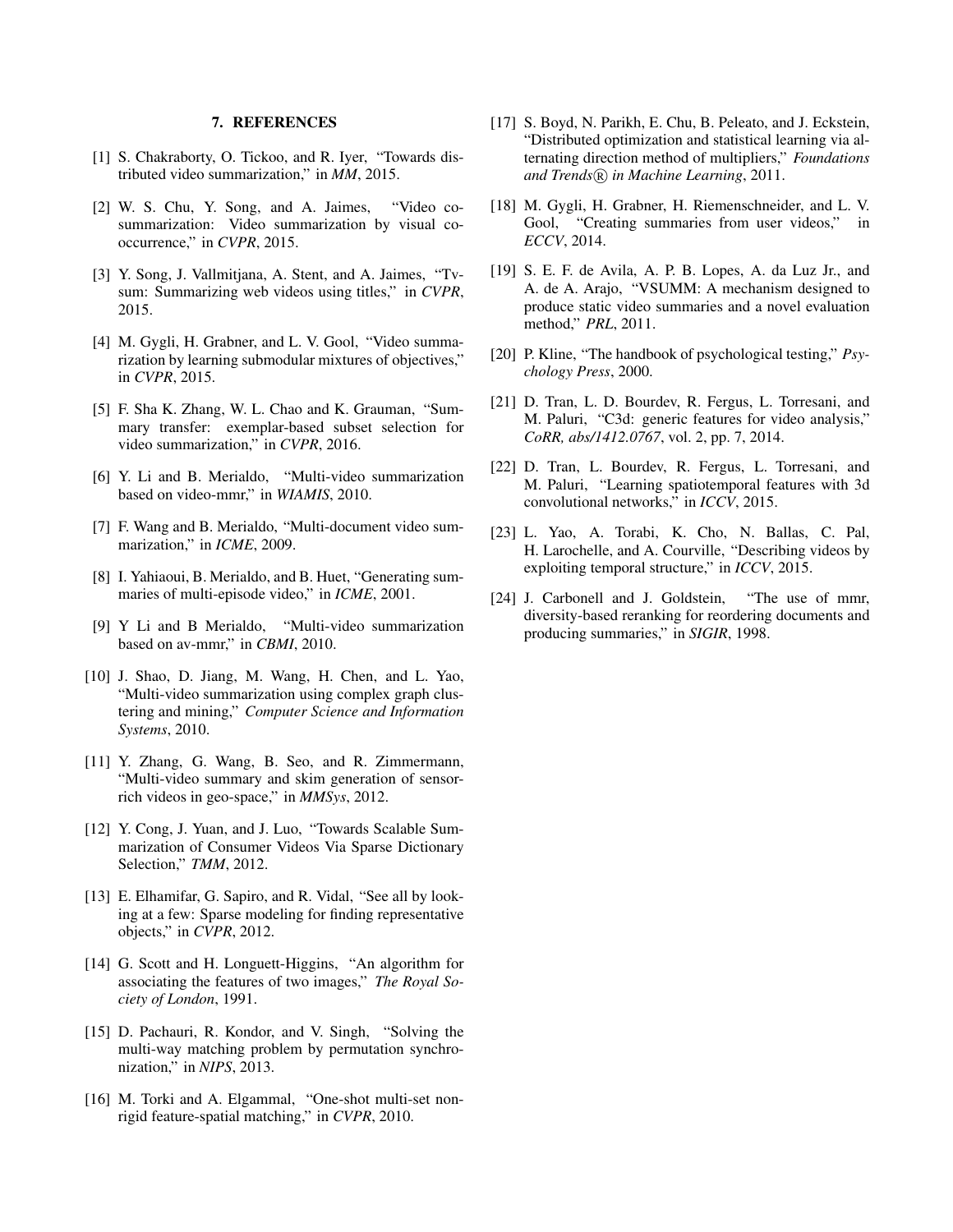## 7. REFERENCES

[1] S. Chakraborty, O. Tickoo, and R. Iyer, "Towards distributed video summarization," in *MM*, 2015.

[2] W. S. Chu, Y. Song, and A. Jaimes, "Video co-summarization: Video summarization by visual co-occurrence," in *CVPR*, 2015.

[3] Y. Song, J. Vallmitjana, A. Stent, and A. Jaimes, "Tvsum: Summarizing web videos using titles," in *CVPR*, 2015.

[4] M. Gygli, H. Grabner, and L. V. Gool, "Video summarization by learning submodular mixtures of objectives," in *CVPR*, 2015.

[5] F. Sha K. Zhang, W. L. Chao and K. Grauman, "Summary transfer: exemplar-based subset selection for video summarization," in *CVPR*, 2016.

[6] Y. Li and B. Merialdo, "Multi-video summarization based on video-mmr," in *WIAMIS*, 2010.

[7] F. Wang and B. Merialdo, "Multi-document video summarization," in *ICME*, 2009.

[8] I. Yahiaoui, B. Merialdo, and B. Huet, "Generating summaries of multi-episode video," in *ICME*, 2001.

[9] Y Li and B Merialdo, "Multi-video summarization based on av-mmr," in *CBMI*, 2010.

[10] J. Shao, D. Jiang, M. Wang, H. Chen, and L. Yao, "Multi-video summarization using complex graph clustering and mining," *Computer Science and Information Systems*, 2010.

[11] Y. Zhang, G. Wang, B. Seo, and R. Zimmermann, "Multi-video summary and skim generation of sensor-rich videos in geo-space," in *MMSys*, 2012.

[12] Y. Cong, J. Yuan, and J. Luo, "Towards Scalable Summarization of Consumer Videos Via Sparse Dictionary Selection," *TMM*, 2012.

[13] E. Elhamifar, G. Sapiro, and R. Vidal, "See all by looking at a few: Sparse modeling for finding representative objects," in *CVPR*, 2012.

[14] G. Scott and H. Longuett-Higgins, "An algorithm for associating the features of two images," *The Royal Society of London*, 1991.

[15] D. Pachauri, R. Kondor, and V. Singh, "Solving the multi-way matching problem by permutation synchronization," in *NIPS*, 2013.

[16] M. Torki and A. Elgammal, "One-shot multi-set non-rigid feature-spatial matching," in *CVPR*, 2010.

[17] S. Boyd, N. Parikh, E. Chu, B. Peleato, and J. Eckstein, "Distributed optimization and statistical learning via alternating direction method of multipliers," *Foundations and Trends® in Machine Learning*, 2011.

[18] M. Gygli, H. Grabner, H. Riemenschneider, and L. V. Gool, "Creating summaries from user videos," in *ECCV*, 2014.

[19] S. E. F. de Avila, A. P. B. Lopes, A. da Luz Jr., and A. de A. Arajo, "VSUMM: A mechanism designed to produce static video summaries and a novel evaluation method," *PRL*, 2011.

[20] P. Kline, "The handbook of psychological testing," *Psychology Press*, 2000.

[21] D. Tran, L. D. Bourdev, R. Fergus, L. Torresani, and M. Paluri, "C3d: generic features for video analysis," *CoRR, abs/1412.0767*, vol. 2, pp. 7, 2014.

[22] D. Tran, L. Bourdev, R. Fergus, L. Torresani, and M. Paluri, "Learning spatiotemporal features with 3d convolutional networks," in *ICCV*, 2015.

[23] L. Yao, A. Torabi, K. Cho, N. Ballas, C. Pal, H. Larochelle, and A. Courville, "Describing videos by exploiting temporal structure," in *ICCV*, 2015.

[24] J. Carbonell and J. Goldstein, "The use of mmr, diversity-based reranking for reordering documents and producing summaries," in *SIGIR*, 1998.